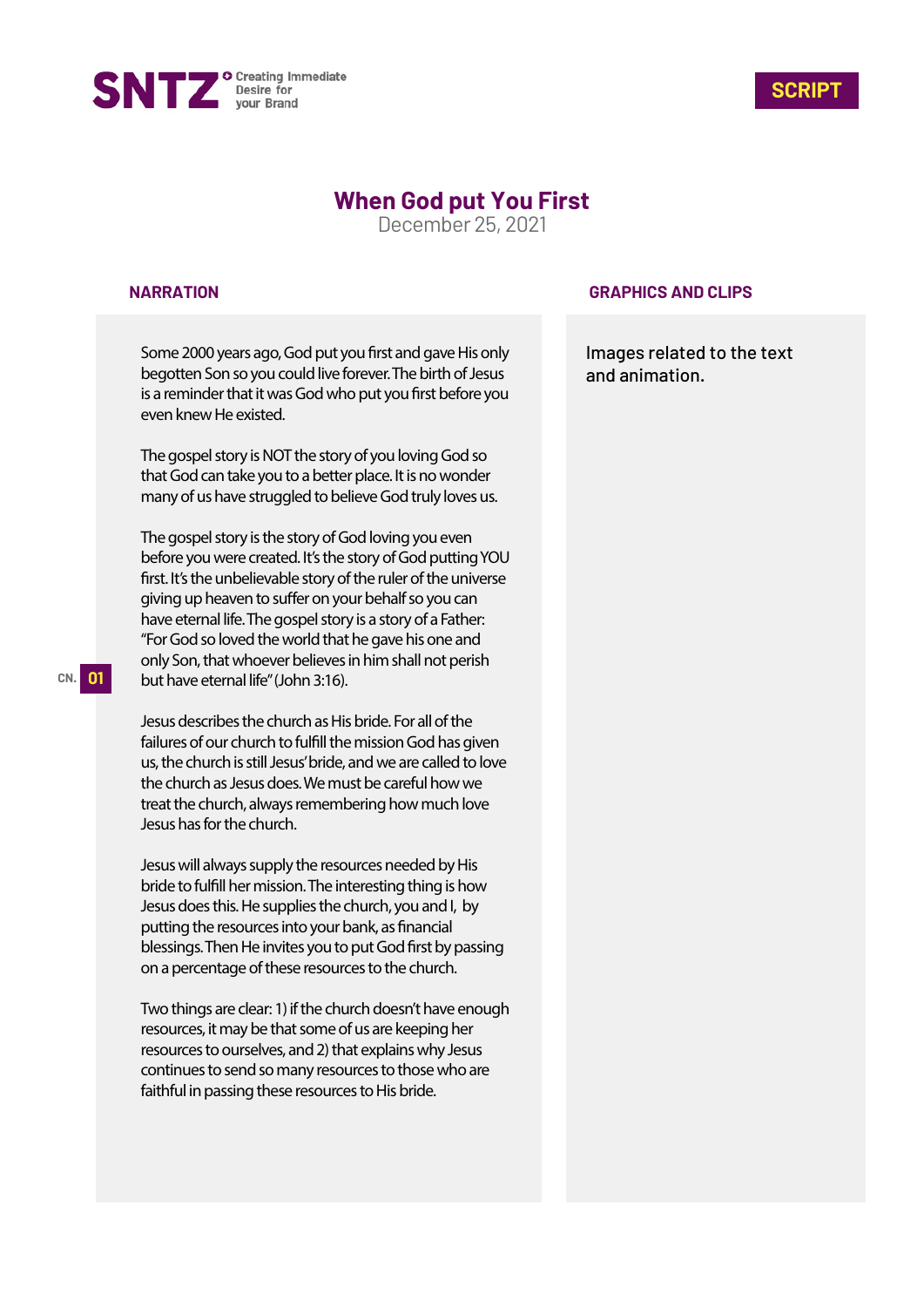SNTZ Creating Immediate Desire for your Brand

SCRIPT

# When God put You First

December 25, 2021

| NARRATION | GRAPHICS AND CLIPS |
|---|---|
| Some 2000 years ago, God put you first and gave His only begotten Son so you could live forever. The birth of Jesus is a reminder that it was God who put you first before you even knew He existed.<br><br>The gospel story is NOT the story of you loving God so that God can take you to a better place. It is no wonder many of us have struggled to believe God truly loves us.<br><br>The gospel story is the story of God loving you even before you were created. It's the story of God putting YOU first. It's the unbelievable story of the ruler of the universe giving up heaven to suffer on your behalf so you can have eternal life. The gospel story is a story of a Father: "For God so loved the world that he gave his one and only Son, that whoever believes in him shall not perish but have eternal life" (John 3:16).<br><br>Jesus describes the church as His bride. For all of the failures of our church to fulfill the mission God has given us, the church is still Jesus' bride, and we are called to love the church as Jesus does. We must be careful how we treat the church, always remembering how much love Jesus has for the church.<br><br>Jesus will always supply the resources needed by His bride to fulfill her mission. The interesting thing is how Jesus does this. He supplies the church, you and I, by putting the resources into your bank, as financial blessings. Then He invites you to put God first by passing on a percentage of these resources to the church.<br><br>Two things are clear: 1) if the church doesn't have enough resources, it may be that some of us are keeping her resources to ourselves, and 2) that explains why Jesus continues to send so many resources to those who are faithful in passing these resources to His bride. | Images related to the text and animation. |

CN. 01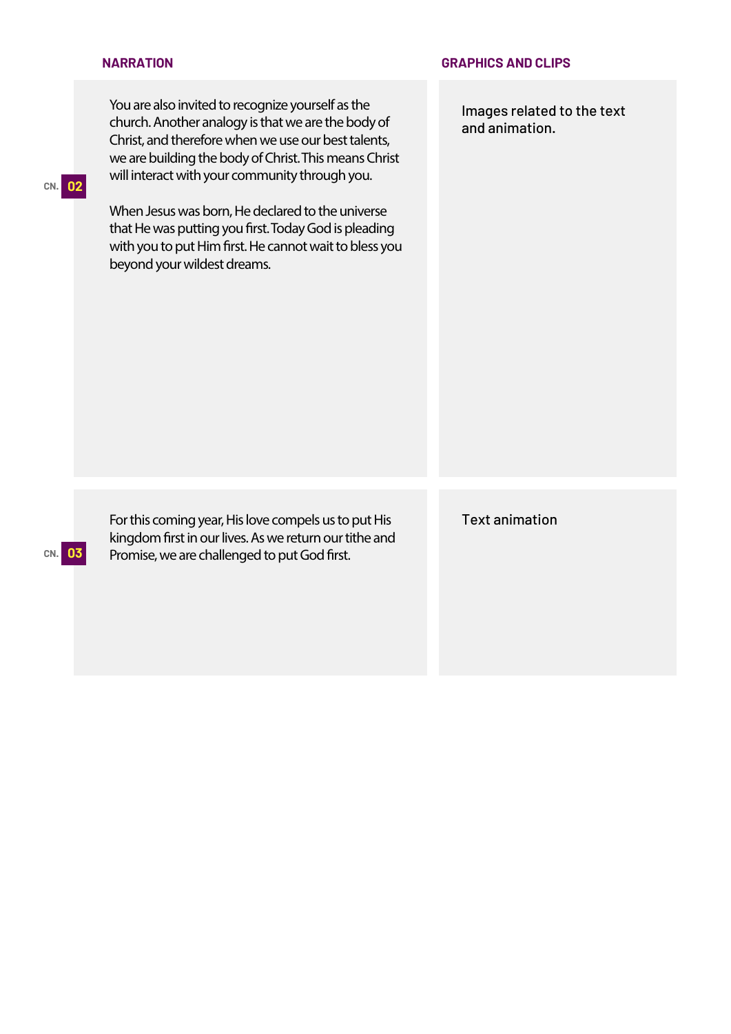| CN. | NARRATION | GRAPHICS AND CLIPS |
| --- | --- | --- |
| 02 | You are also invited to recognize yourself as the church. Another analogy is that we are the body of Christ, and therefore when we use our best talents, we are building the body of Christ. This means Christ will interact with your community through you.<br><br>When Jesus was born, He declared to the universe that He was putting you first. Today God is pleading with you to put Him first. He cannot wait to bless you beyond your wildest dreams. | Images related to the text and animation. |
| 03 | For this coming year, His love compels us to put His kingdom first in our lives. As we return our tithe and Promise, we are challenged to put God first. | Text animation |